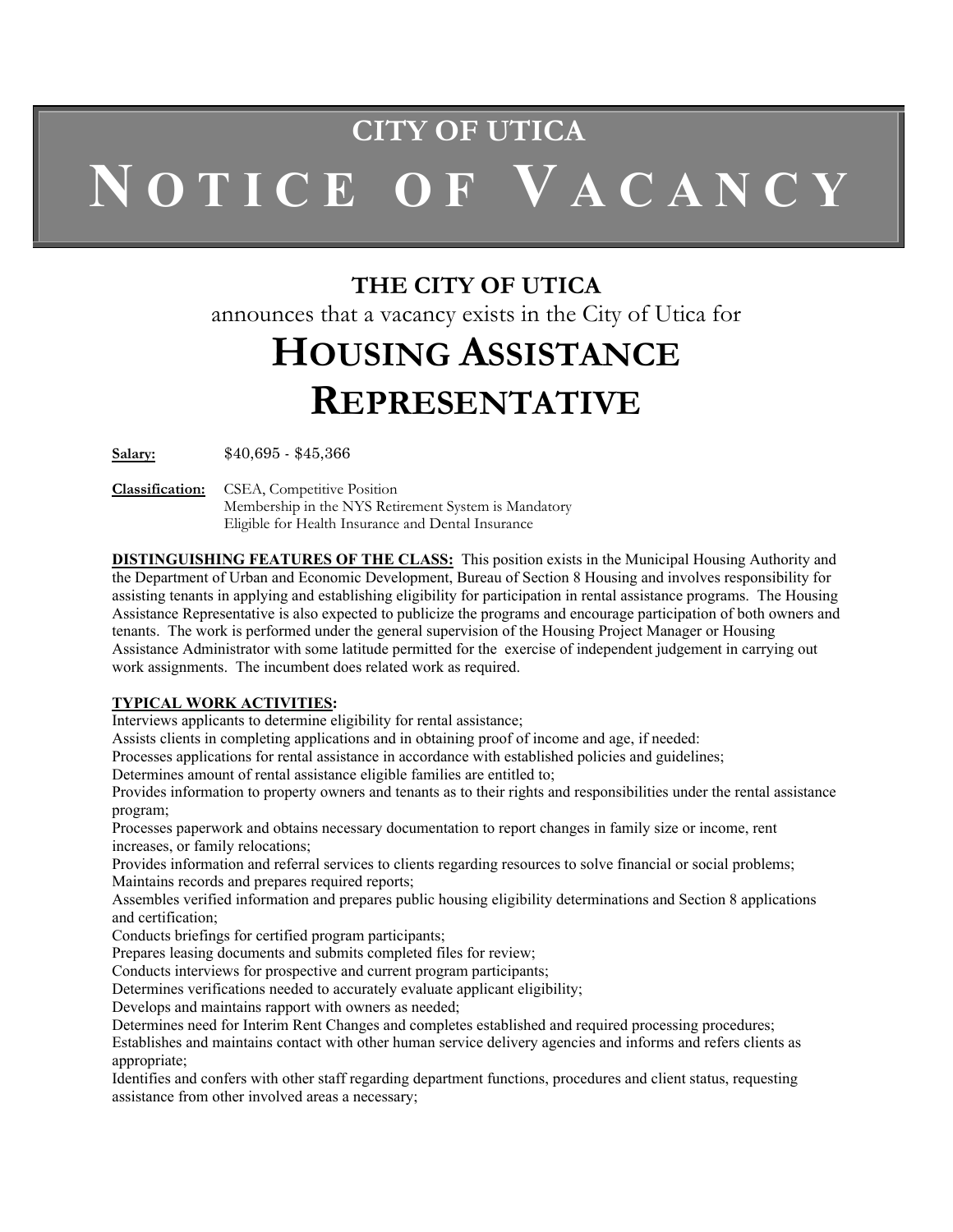# CITY OF UTICA
# NOTICE OF VACANCY

## THE CITY OF UTICA

announces that a vacancy exists in the City of Utica for

# HOUSING ASSISTANCE REPRESENTATIVE

**Salary:** $40,695 - $45,366

**Classification:** CSEA, Competitive Position
Membership in the NYS Retirement System is Mandatory
Eligible for Health Insurance and Dental Insurance

**DISTINGUISHING FEATURES OF THE CLASS:** This position exists in the Municipal Housing Authority and the Department of Urban and Economic Development, Bureau of Section 8 Housing and involves responsibility for assisting tenants in applying and establishing eligibility for participation in rental assistance programs. The Housing Assistance Representative is also expected to publicize the programs and encourage participation of both owners and tenants. The work is performed under the general supervision of the Housing Project Manager or Housing Assistance Administrator with some latitude permitted for the exercise of independent judgement in carrying out work assignments. The incumbent does related work as required.

**TYPICAL WORK ACTIVITIES:**

Interviews applicants to determine eligibility for rental assistance;
Assists clients in completing applications and in obtaining proof of income and age, if needed:
Processes applications for rental assistance in accordance with established policies and guidelines;
Determines amount of rental assistance eligible families are entitled to;
Provides information to property owners and tenants as to their rights and responsibilities under the rental assistance program;
Processes paperwork and obtains necessary documentation to report changes in family size or income, rent increases, or family relocations;
Provides information and referral services to clients regarding resources to solve financial or social problems;
Maintains records and prepares required reports;
Assembles verified information and prepares public housing eligibility determinations and Section 8 applications and certification;
Conducts briefings for certified program participants;
Prepares leasing documents and submits completed files for review;
Conducts interviews for prospective and current program participants;
Determines verifications needed to accurately evaluate applicant eligibility;
Develops and maintains rapport with owners as needed;
Determines need for Interim Rent Changes and completes established and required processing procedures;
Establishes and maintains contact with other human service delivery agencies and informs and refers clients as appropriate;
Identifies and confers with other staff regarding department functions, procedures and client status, requesting assistance from other involved areas a necessary;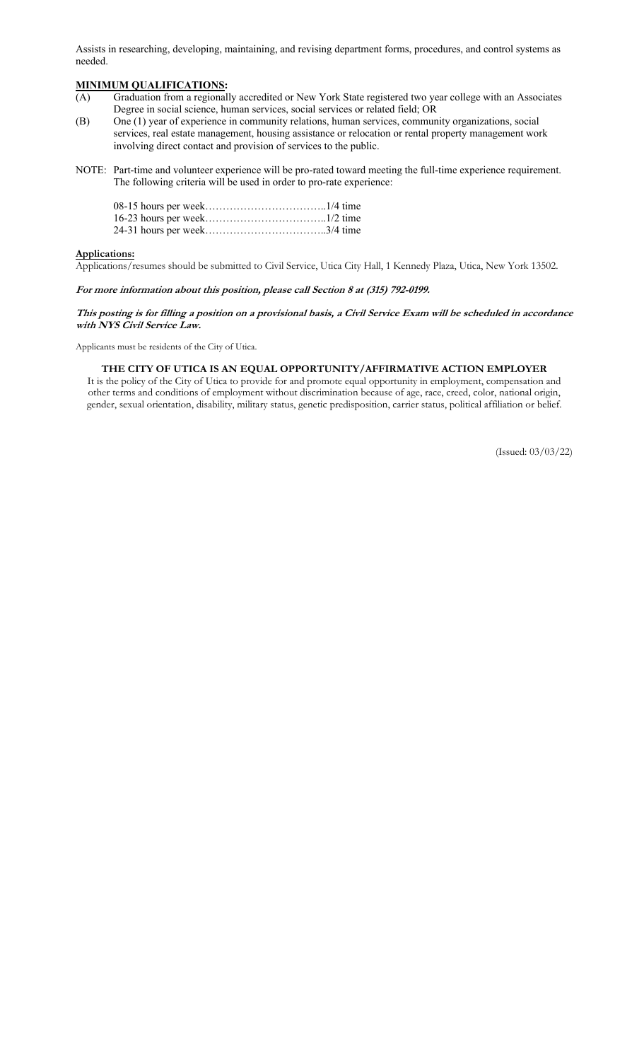Assists in researching, developing, maintaining, and revising department forms, procedures, and control systems as needed.

**MINIMUM QUALIFICATIONS:**

(A) Graduation from a regionally accredited or New York State registered two year college with an Associates Degree in social science, human services, social services or related field; OR

(B) One (1) year of experience in community relations, human services, community organizations, social services, real estate management, housing assistance or relocation or rental property management work involving direct contact and provision of services to the public.

NOTE: Part-time and volunteer experience will be pro-rated toward meeting the full-time experience requirement. The following criteria will be used in order to pro-rate experience:

08-15 hours per week……………………………..1/4 time
16-23 hours per week……………………………..1/2 time
24-31 hours per week……………………………..3/4 time

**Applications:**

Applications/resumes should be submitted to Civil Service, Utica City Hall, 1 Kennedy Plaza, Utica, New York 13502.

***For more information about this position, please call Section 8 at (315) 792-0199.***

***This posting is for filling a position on a provisional basis, a Civil Service Exam will be scheduled in accordance with NYS Civil Service Law.***

Applicants must be residents of the City of Utica.

**THE CITY OF UTICA IS AN EQUAL OPPORTUNITY/AFFIRMATIVE ACTION EMPLOYER**

It is the policy of the City of Utica to provide for and promote equal opportunity in employment, compensation and other terms and conditions of employment without discrimination because of age, race, creed, color, national origin, gender, sexual orientation, disability, military status, genetic predisposition, carrier status, political affiliation or belief.

(Issued: 03/03/22)